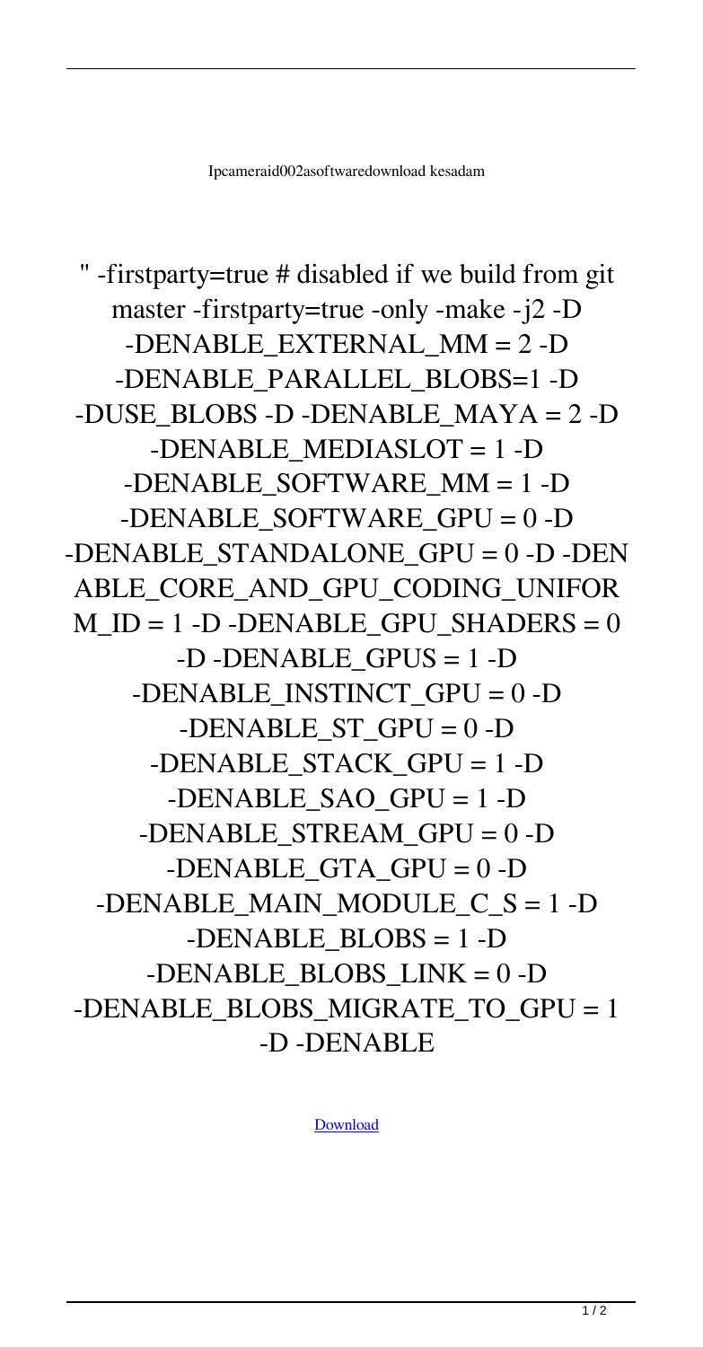Ipcameraid002asoftwaredownload kesadam

" -firstparty=true # disabled if we build from git master -firstparty=true -only -make -j2 -D -DENABLE_EXTERNAL_MM = 2 -D -DENABLE_PARALLEL_BLOBS=1 -D -DUSE_BLOBS -D -DENABLE_MAYA = 2 -D -DENABLE_MEDIASLOT = 1 -D -DENABLE_SOFTWARE_MM = 1 -D -DENABLE_SOFTWARE_GPU = 0 -D -DENABLE_STANDALONE_GPU = 0 -D -DENABLE_CORE_AND_GPU_CODING_UNIFORM_ID = 1 -D -DENABLE_GPU_SHADERS = 0 -D -DENABLE_GPUS = 1 -D -DENABLE_INSTINCT_GPU = 0 -D -DENABLE_ST_GPU = 0 -D -DENABLE_STACK_GPU = 1 -D -DENABLE_SAO_GPU = 1 -D -DENABLE_STREAM_GPU = 0 -D -DENABLE_GTA_GPU = 0 -D -DENABLE_MAIN_MODULE_C_S = 1 -D -DENABLE_BLOBS = 1 -D -DENABLE_BLOBS_LINK = 0 -D -DENABLE_BLOBS_MIGRATE_TO_GPU = 1 -D -DENABLE

Download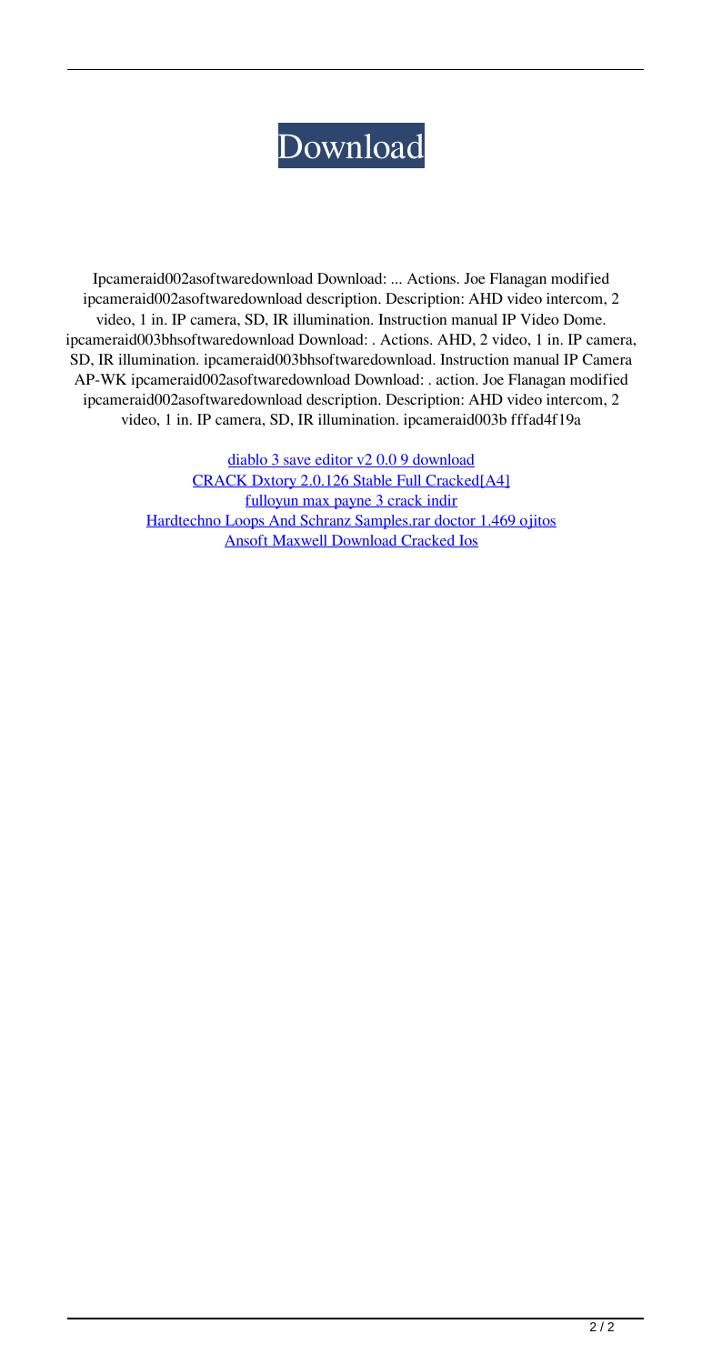[Download]

Ipcameraid002asoftwaredownload Download: ... Actions. Joe Flanagan modified ipcameraid002asoftwaredownload description. Description: AHD video intercom, 2 video, 1 in. IP camera, SD, IR illumination. Instruction manual IP Video Dome. ipcameraid003bhsoftwaredownload Download: . Actions. AHD, 2 video, 1 in. IP camera, SD, IR illumination. ipcameraid003bhsoftwaredownload. Instruction manual IP Camera AP-WK ipcameraid002asoftwaredownload Download: . action. Joe Flanagan modified ipcameraid002asoftwaredownload description. Description: AHD video intercom, 2 video, 1 in. IP camera, SD, IR illumination. ipcameraid003b fffad4f19a

diablo 3 save editor v2 0.0 9 download
CRACK Dxtory 2.0.126 Stable Full Cracked[A4]
fulloyun max payne 3 crack indir
Hardtechno Loops And Schranz Samples.rar doctor 1.469 ojitos
Ansoft Maxwell Download Cracked Ios